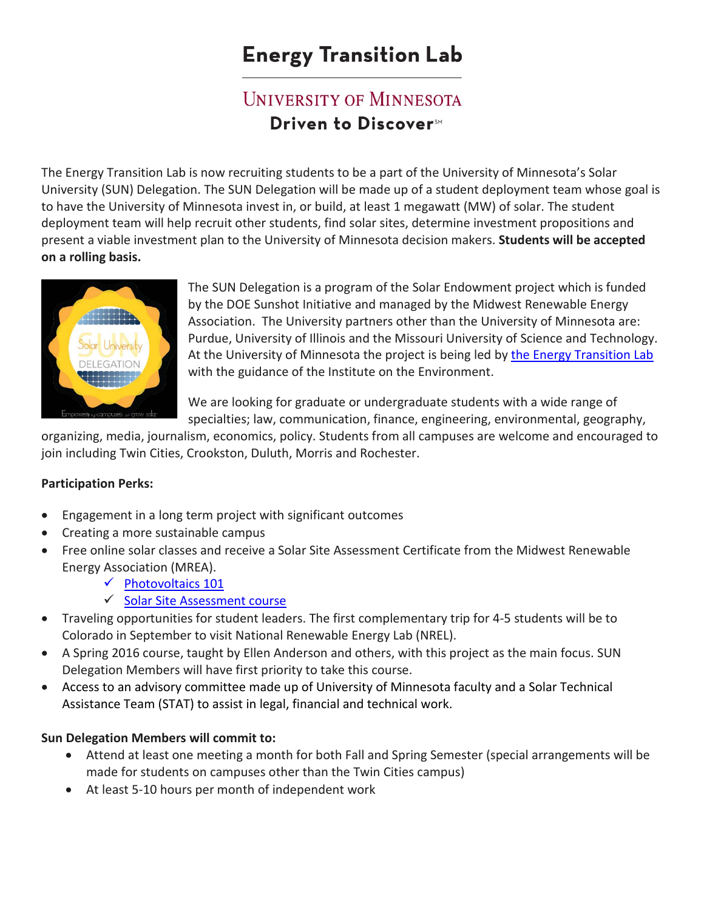# Energy Transition Lab

## University of Minnesota

**Driven to Discover℠**

The Energy Transition Lab is now recruiting students to be a part of the University of Minnesota's Solar University (SUN) Delegation. The SUN Delegation will be made up of a student deployment team whose goal is to have the University of Minnesota invest in, or build, at least 1 megawatt (MW) of solar. The student deployment team will help recruit other students, find solar sites, determine investment propositions and present a viable investment plan to the University of Minnesota decision makers. **Students will be accepted on a rolling basis.**

The SUN Delegation is a program of the Solar Endowment project which is funded by the DOE Sunshot Initiative and managed by the Midwest Renewable Energy Association. The University partners other than the University of Minnesota are: Purdue, University of Illinois and the Missouri University of Science and Technology. At the University of Minnesota the project is being led by the Energy Transition Lab with the guidance of the Institute on the Environment.

We are looking for graduate or undergraduate students with a wide range of specialties; law, communication, finance, engineering, environmental, geography, organizing, media, journalism, economics, policy. Students from all campuses are welcome and encouraged to join including Twin Cities, Crookston, Duluth, Morris and Rochester.

**Participation Perks:**

- Engagement in a long term project with significant outcomes
- Creating a more sustainable campus
- Free online solar classes and receive a Solar Site Assessment Certificate from the Midwest Renewable Energy Association (MREA).
  - ✓ Photovoltaics 101
  - ✓ Solar Site Assessment course
- Traveling opportunities for student leaders. The first complementary trip for 4-5 students will be to Colorado in September to visit National Renewable Energy Lab (NREL).
- A Spring 2016 course, taught by Ellen Anderson and others, with this project as the main focus. SUN Delegation Members will have first priority to take this course.
- Access to an advisory committee made up of University of Minnesota faculty and a Solar Technical Assistance Team (STAT) to assist in legal, financial and technical work.

**Sun Delegation Members will commit to:**

- Attend at least one meeting a month for both Fall and Spring Semester (special arrangements will be made for students on campuses other than the Twin Cities campus)
- At least 5-10 hours per month of independent work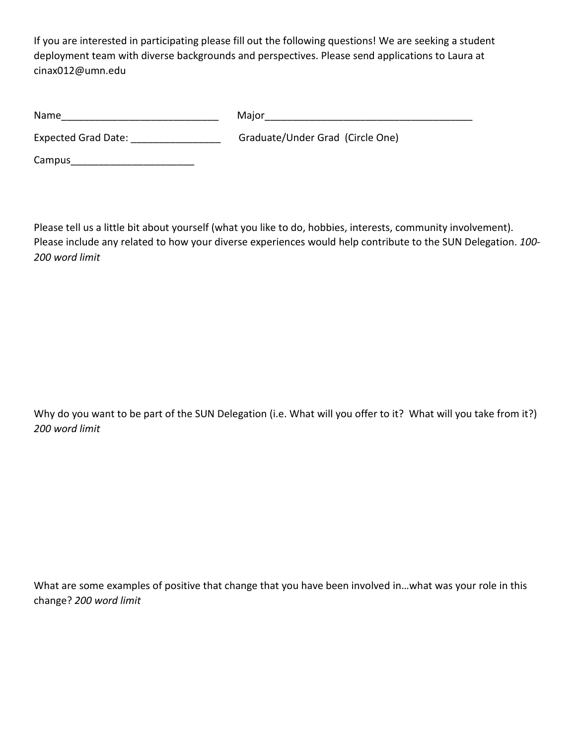If you are interested in participating please fill out the following questions! We are seeking a student deployment team with diverse backgrounds and perspectives. Please send applications to Laura at cinax012@umn.edu

Name____________________________ Major_____________________________________

Expected Grad Date: ________________ Graduate/Under Grad (Circle One)

Campus______________________

Please tell us a little bit about yourself (what you like to do, hobbies, interests, community involvement). Please include any related to how your diverse experiences would help contribute to the SUN Delegation. *100-200 word limit*

Why do you want to be part of the SUN Delegation (i.e. What will you offer to it? What will you take from it?) *200 word limit*

What are some examples of positive that change that you have been involved in…what was your role in this change? *200 word limit*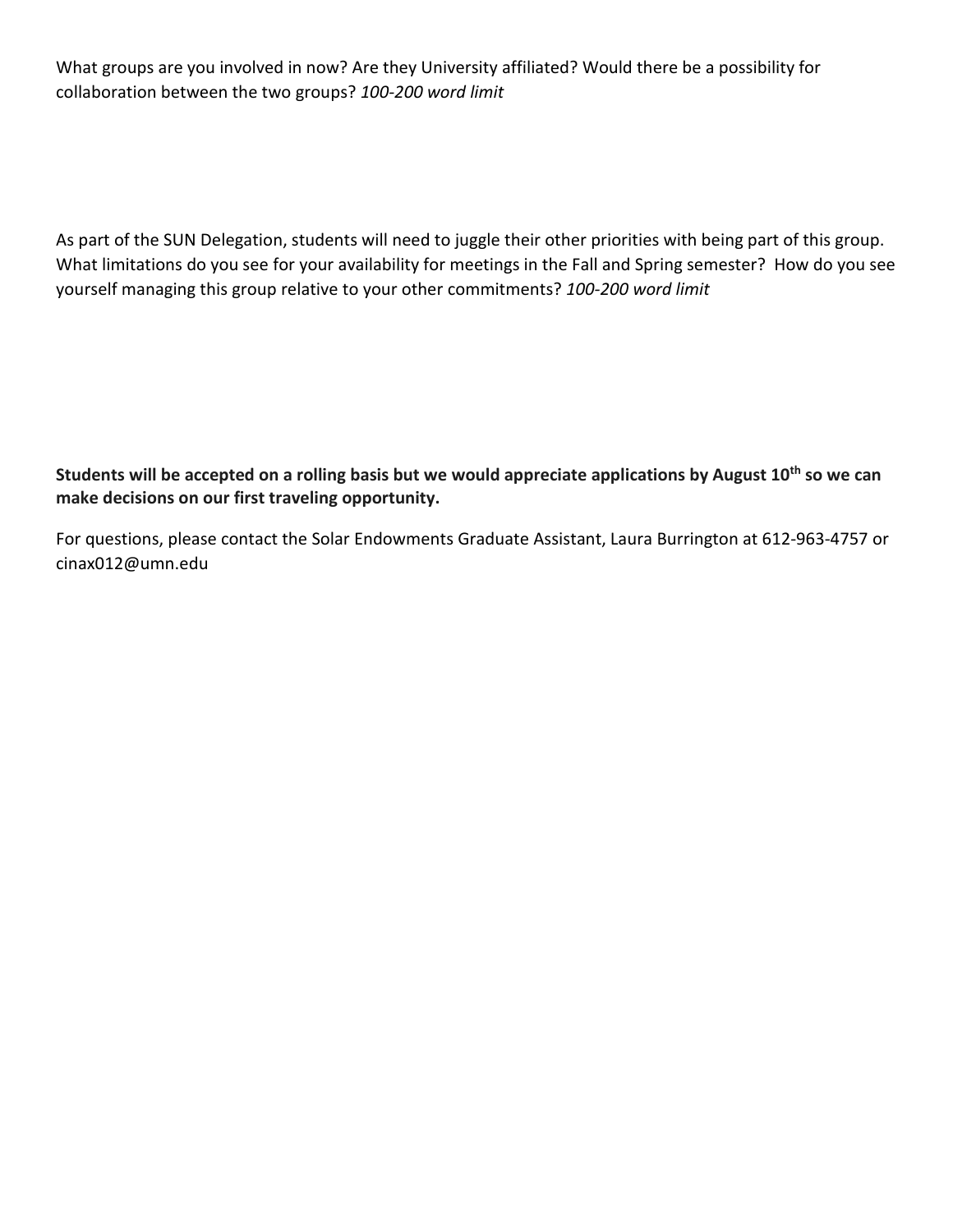What groups are you involved in now? Are they University affiliated? Would there be a possibility for collaboration between the two groups? *100-200 word limit*

As part of the SUN Delegation, students will need to juggle their other priorities with being part of this group. What limitations do you see for your availability for meetings in the Fall and Spring semester? How do you see yourself managing this group relative to your other commitments? *100-200 word limit*

**Students will be accepted on a rolling basis but we would appreciate applications by August 10th so we can make decisions on our first traveling opportunity.**

For questions, please contact the Solar Endowments Graduate Assistant, Laura Burrington at 612-963-4757 or cinax012@umn.edu